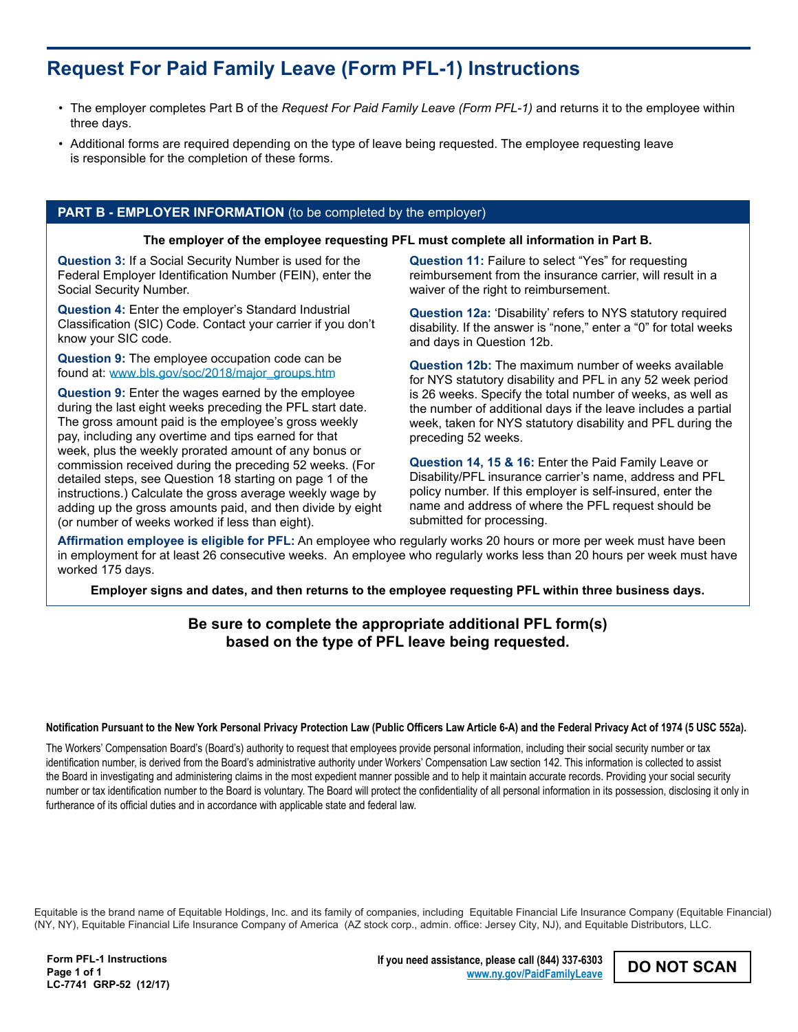# Request For Paid Family Leave (Form PFL-1) Instructions

- The employer completes Part B of the *Request For Paid Family Leave (Form PFL-1)* and returns it to the employee within three days.
- Additional forms are required depending on the type of leave being requested. The employee requesting leave is responsible for the completion of these forms.

## PART B - EMPLOYER INFORMATION (to be completed by the employer)

**The employer of the employee requesting PFL must complete all information in Part B.**

**Question 3:** If a Social Security Number is used for the Federal Employer Identification Number (FEIN), enter the Social Security Number.

**Question 4:** Enter the employer's Standard Industrial Classification (SIC) Code. Contact your carrier if you don't know your SIC code.

**Question 9:** The employee occupation code can be found at: www.bls.gov/soc/2018/major_groups.htm

**Question 9:** Enter the wages earned by the employee during the last eight weeks preceding the PFL start date. The gross amount paid is the employee's gross weekly pay, including any overtime and tips earned for that week, plus the weekly prorated amount of any bonus or commission received during the preceding 52 weeks. (For detailed steps, see Question 18 starting on page 1 of the instructions.) Calculate the gross average weekly wage by adding up the gross amounts paid, and then divide by eight (or number of weeks worked if less than eight).

**Question 11:** Failure to select "Yes" for requesting reimbursement from the insurance carrier, will result in a waiver of the right to reimbursement.

**Question 12a:** 'Disability' refers to NYS statutory required disability. If the answer is "none," enter a "0" for total weeks and days in Question 12b.

**Question 12b:** The maximum number of weeks available for NYS statutory disability and PFL in any 52 week period is 26 weeks. Specify the total number of weeks, as well as the number of additional days if the leave includes a partial week, taken for NYS statutory disability and PFL during the preceding 52 weeks.

**Question 14, 15 & 16:** Enter the Paid Family Leave or Disability/PFL insurance carrier's name, address and PFL policy number. If this employer is self-insured, enter the name and address of where the PFL request should be submitted for processing.

**Affirmation employee is eligible for PFL:** An employee who regularly works 20 hours or more per week must have been in employment for at least 26 consecutive weeks. An employee who regularly works less than 20 hours per week must have worked 175 days.

**Employer signs and dates, and then returns to the employee requesting PFL within three business days.**

**Be sure to complete the appropriate additional PFL form(s) based on the type of PFL leave being requested.**

**Notification Pursuant to the New York Personal Privacy Protection Law (Public Officers Law Article 6-A) and the Federal Privacy Act of 1974 (5 USC 552a).**

The Workers' Compensation Board's (Board's) authority to request that employees provide personal information, including their social security number or tax identification number, is derived from the Board's administrative authority under Workers' Compensation Law section 142. This information is collected to assist the Board in investigating and administering claims in the most expedient manner possible and to help it maintain accurate records. Providing your social security number or tax identification number to the Board is voluntary. The Board will protect the confidentiality of all personal information in its possession, disclosing it only in furtherance of its official duties and in accordance with applicable state and federal law.

Equitable is the brand name of Equitable Holdings, Inc. and its family of companies, including Equitable Financial Life Insurance Company (Equitable Financial) (NY, NY), Equitable Financial Life Insurance Company of America (AZ stock corp., admin. office: Jersey City, NJ), and Equitable Distributors, LLC.

**Form PFL-1 Instructions**
**LC-7741 GRP-52 (12/17)**

**If you need assistance, please call (844) 337-6303**
www.ny.gov/PaidFamilyLeave

**DO NOT SCAN**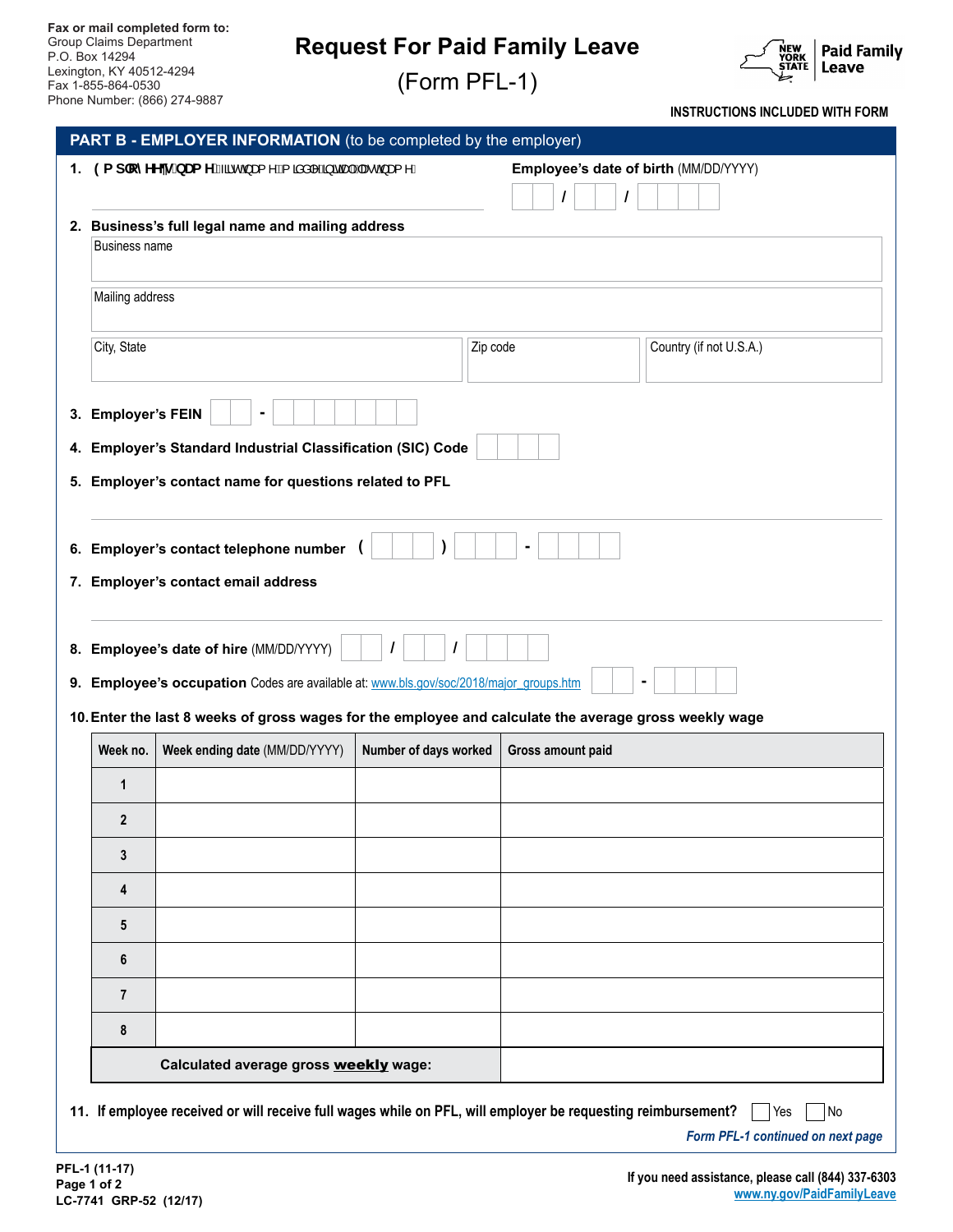Fax or mail completed form to:
Group Claims Department
P.O. Box 14294
Lexington, KY 40512-4294
Fax 1-855-864-0530
Phone Number: (866) 274-9887

# Request For Paid Family Leave

## (Form PFL-1)

New York State Paid Family Leave

**INSTRUCTIONS INCLUDED WITH FORM**

## PART B - EMPLOYER INFORMATION (to be completed by the employer)

1. **Employee's name** (first name, middle initial, last name) ____________________ **Employee's date of birth** (MM/DD/YYYY) __ __ / __ __ / __ __ __ __

2. **Business's full legal name and mailing address**

Business name

Mailing address

City, State | Zip code | Country (if not U.S.A.)

3. **Employer's FEIN** __ __ - __ __ __ __ __ __ __

4. **Employer's Standard Industrial Classification (SIC) Code** __ __ __ __

5. **Employer's contact name for questions related to PFL**

____________________

6. **Employer's contact telephone number** ( __ __ __ ) __ __ __ - __ __ __ __

7. **Employer's contact email address**

____________________

8. **Employee's date of hire** (MM/DD/YYYY) __ __ / __ __ / __ __ __ __

9. **Employee's occupation** Codes are available at: www.bls.gov/soc/2018/major_groups.htm __ __ - __ __ __ __

10. **Enter the last 8 weeks of gross wages for the employee and calculate the average gross weekly wage**

| Week no. | Week ending date (MM/DD/YYYY) | Number of days worked | Gross amount paid |
|---|---|---|---|
| 1 | | | |
| 2 | | | |
| 3 | | | |
| 4 | | | |
| 5 | | | |
| 6 | | | |
| 7 | | | |
| 8 | | | |
| **Calculated average gross weekly wage:** | | | |

11. **If employee received or will receive full wages while on PFL, will employer be requesting reimbursement?** ☐ Yes ☐ No

*Form PFL-1 continued on next page*

PFL-1 (11-17)
LC-7741 GRP-52 (12/17)

If you need assistance, please call (844) 337-6303
www.ny.gov/PaidFamilyLeave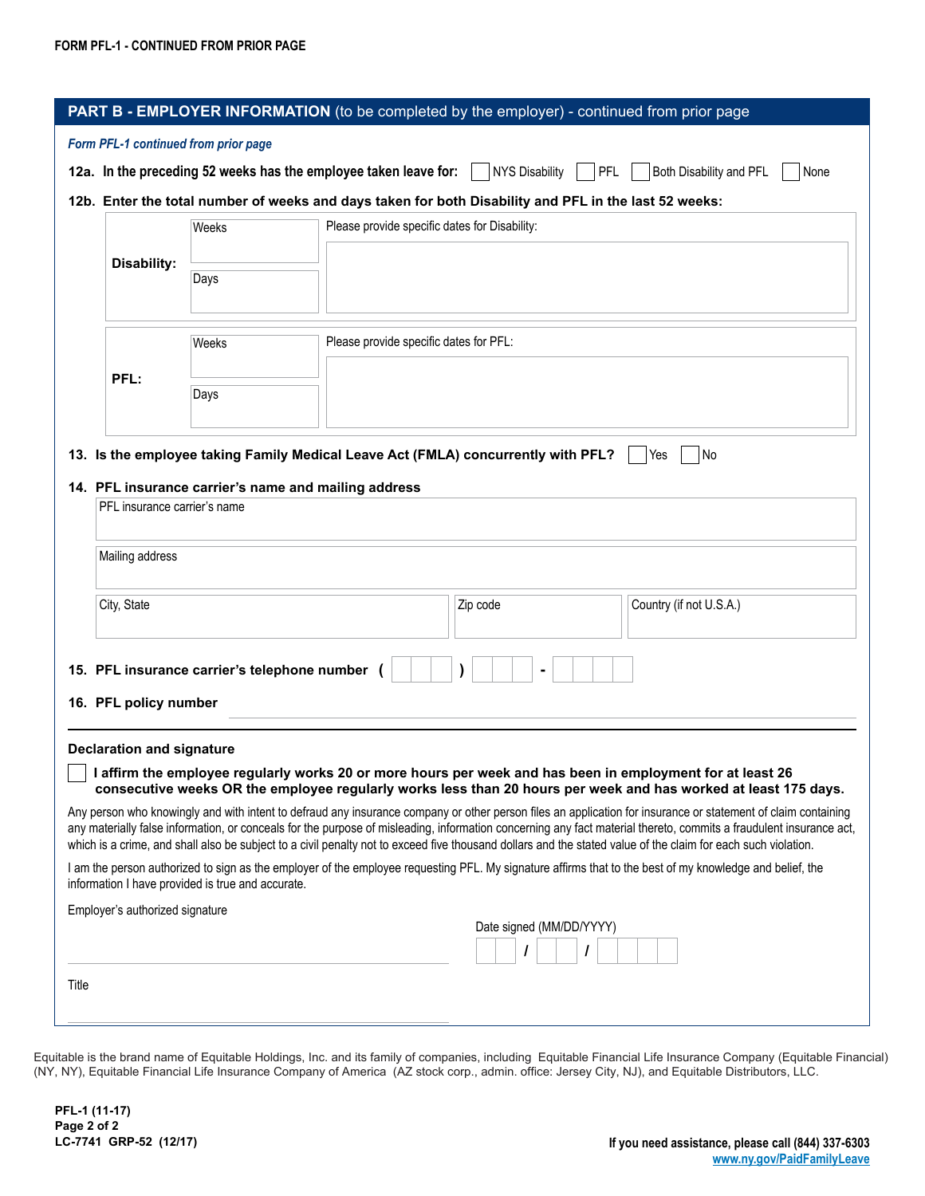FORM PFL-1 - CONTINUED FROM PRIOR PAGE

## PART B - EMPLOYER INFORMATION (to be completed by the employer) - continued from prior page

*Form PFL-1 continued from prior page*

**12a. In the preceding 52 weeks has the employee taken leave for:** ☐ NYS Disability ☐ PFL ☐ Both Disability and PFL ☐ None

**12b. Enter the total number of weeks and days taken for both Disability and PFL in the last 52 weeks:**

| | | |
|---|---|---|
| **Disability:** | Weeks<br>Days | Please provide specific dates for Disability: |
| **PFL:** | Weeks<br>Days | Please provide specific dates for PFL: |

**13. Is the employee taking Family Medical Leave Act (FMLA) concurrently with PFL?** ☐ Yes ☐ No

**14. PFL insurance carrier's name and mailing address**

PFL insurance carrier's name

Mailing address

City, State | Zip code | Country (if not U.S.A.)

**15. PFL insurance carrier's telephone number** ( ) -

**16. PFL policy number**

### Declaration and signature

☐ **I affirm the employee regularly works 20 or more hours per week and has been in employment for at least 26 consecutive weeks OR the employee regularly works less than 20 hours per week and has worked at least 175 days.**

Any person who knowingly and with intent to defraud any insurance company or other person files an application for insurance or statement of claim containing any materially false information, or conceals for the purpose of misleading, information concerning any fact material thereto, commits a fraudulent insurance act, which is a crime, and shall also be subject to a civil penalty not to exceed five thousand dollars and the stated value of the claim for each such violation.

I am the person authorized to sign as the employer of the employee requesting PFL. My signature affirms that to the best of my knowledge and belief, the information I have provided is true and accurate.

Employer's authorized signature

Date signed (MM/DD/YYYY) / /

Title

Equitable is the brand name of Equitable Holdings, Inc. and its family of companies, including Equitable Financial Life Insurance Company (Equitable Financial) (NY, NY), Equitable Financial Life Insurance Company of America (AZ stock corp., admin. office: Jersey City, NJ), and Equitable Distributors, LLC.

PFL-1 (11-17)
LC-7741 GRP-52 (12/17)

If you need assistance, please call (844) 337-6303
www.ny.gov/PaidFamilyLeave